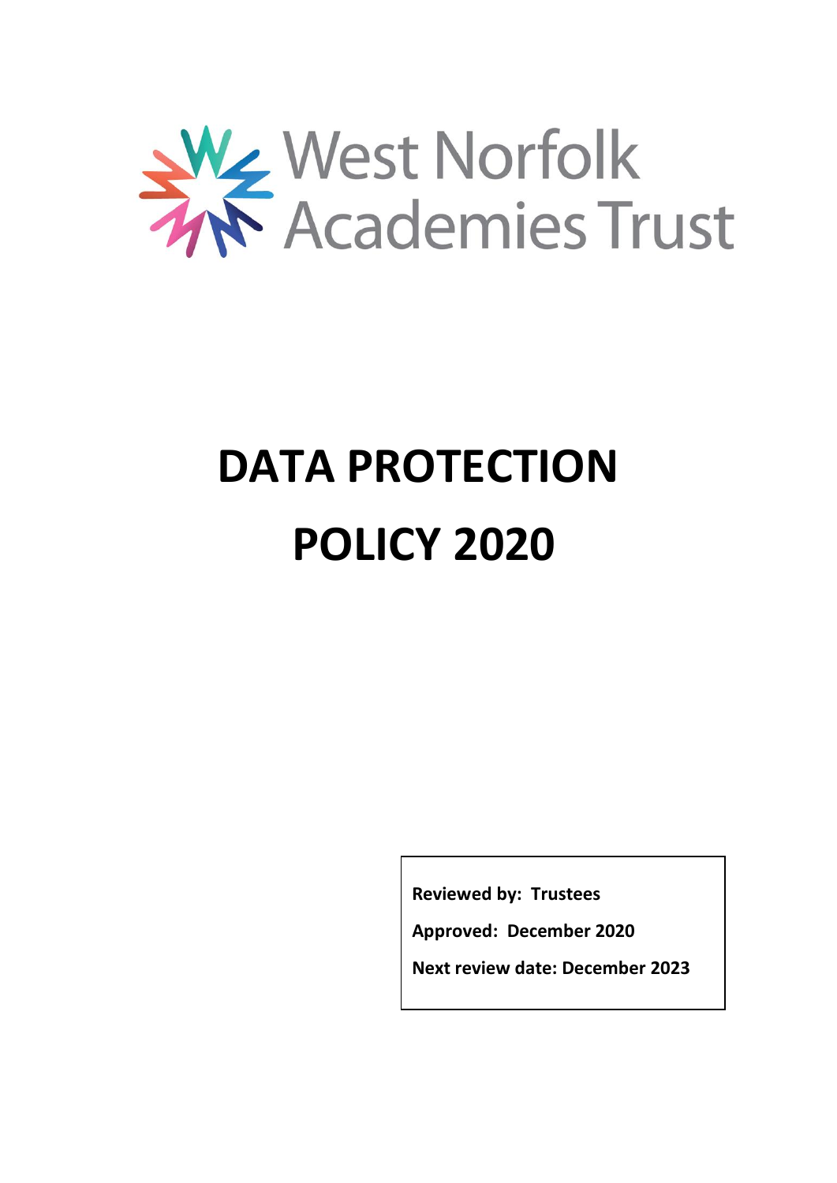West Norfolk Academies Trust

# DATA PROTECTION POLICY 2020

**Reviewed by: Trustees**

**Approved: December 2020**

**Next review date: December 2023**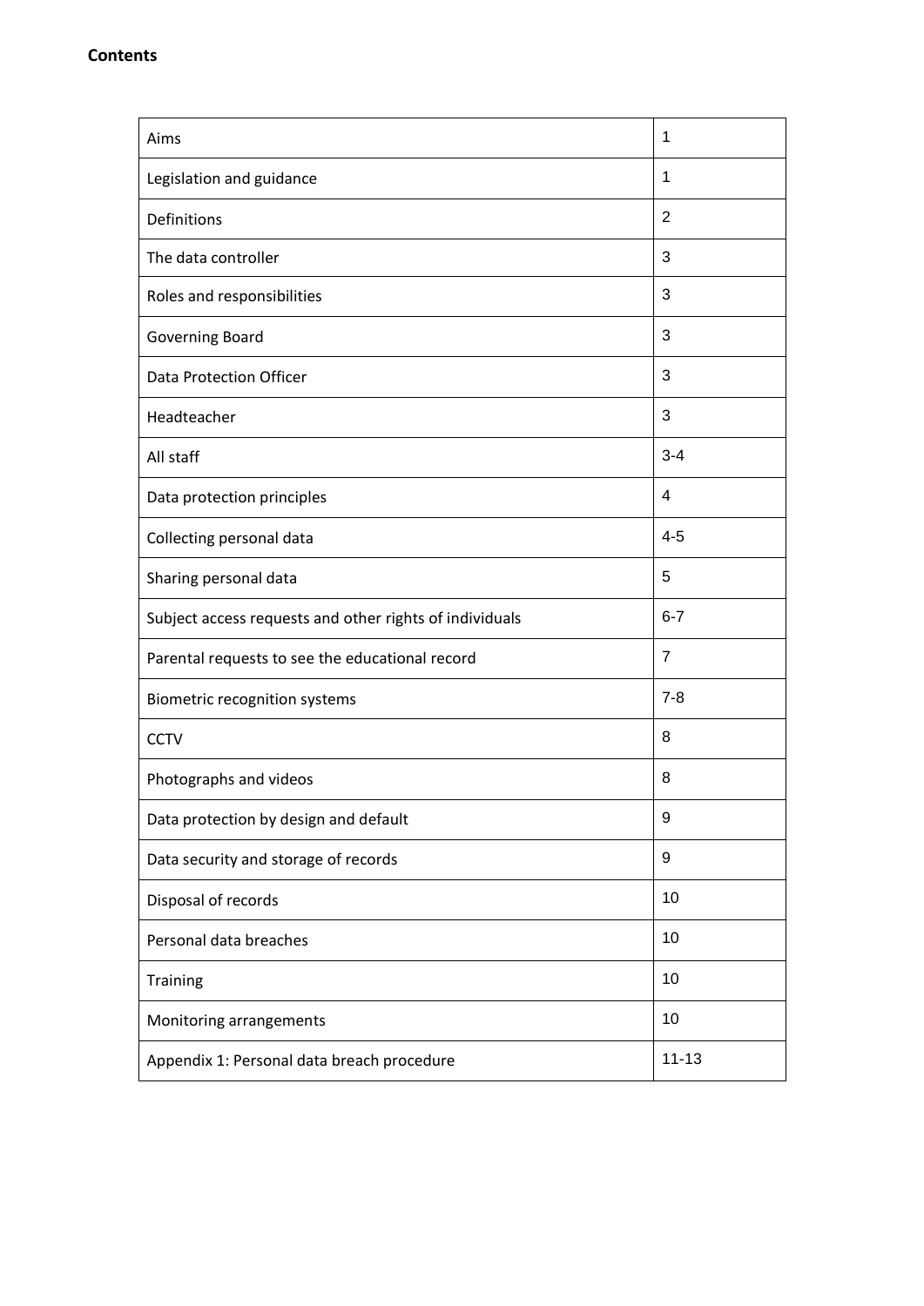**Contents**

| | |
|---|---|
| Aims | 1 |
| Legislation and guidance | 1 |
| Definitions | 2 |
| The data controller | 3 |
| Roles and responsibilities | 3 |
| Governing Board | 3 |
| Data Protection Officer | 3 |
| Headteacher | 3 |
| All staff | 3-4 |
| Data protection principles | 4 |
| Collecting personal data | 4-5 |
| Sharing personal data | 5 |
| Subject access requests and other rights of individuals | 6-7 |
| Parental requests to see the educational record | 7 |
| Biometric recognition systems | 7-8 |
| CCTV | 8 |
| Photographs and videos | 8 |
| Data protection by design and default | 9 |
| Data security and storage of records | 9 |
| Disposal of records | 10 |
| Personal data breaches | 10 |
| Training | 10 |
| Monitoring arrangements | 10 |
| Appendix 1: Personal data breach procedure | 11-13 |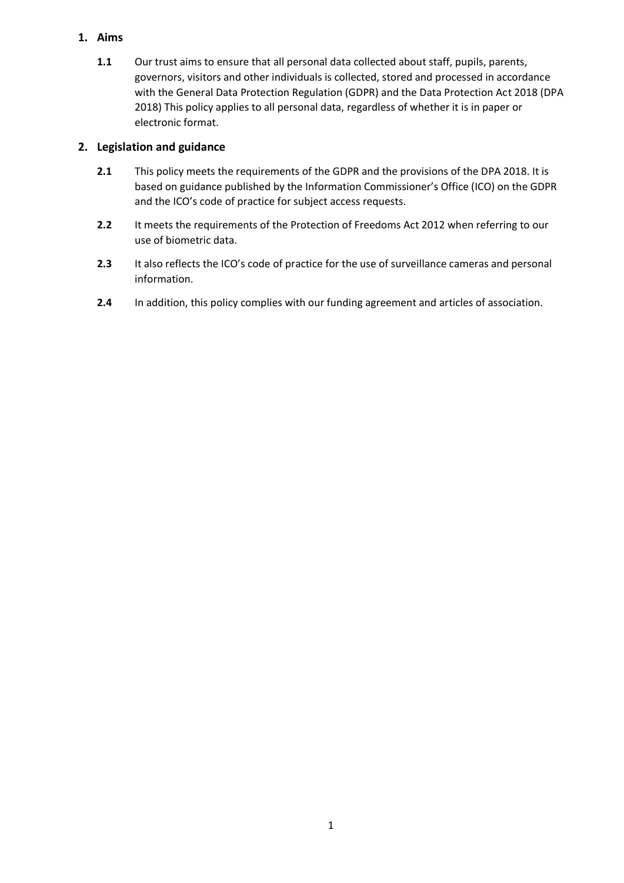## 1. Aims

**1.1** Our trust aims to ensure that all personal data collected about staff, pupils, parents, governors, visitors and other individuals is collected, stored and processed in accordance with the General Data Protection Regulation (GDPR) and the Data Protection Act 2018 (DPA 2018) This policy applies to all personal data, regardless of whether it is in paper or electronic format.

## 2. Legislation and guidance

**2.1** This policy meets the requirements of the GDPR and the provisions of the DPA 2018. It is based on guidance published by the Information Commissioner's Office (ICO) on the GDPR and the ICO's code of practice for subject access requests.

**2.2** It meets the requirements of the Protection of Freedoms Act 2012 when referring to our use of biometric data.

**2.3** It also reflects the ICO's code of practice for the use of surveillance cameras and personal information.

**2.4** In addition, this policy complies with our funding agreement and articles of association.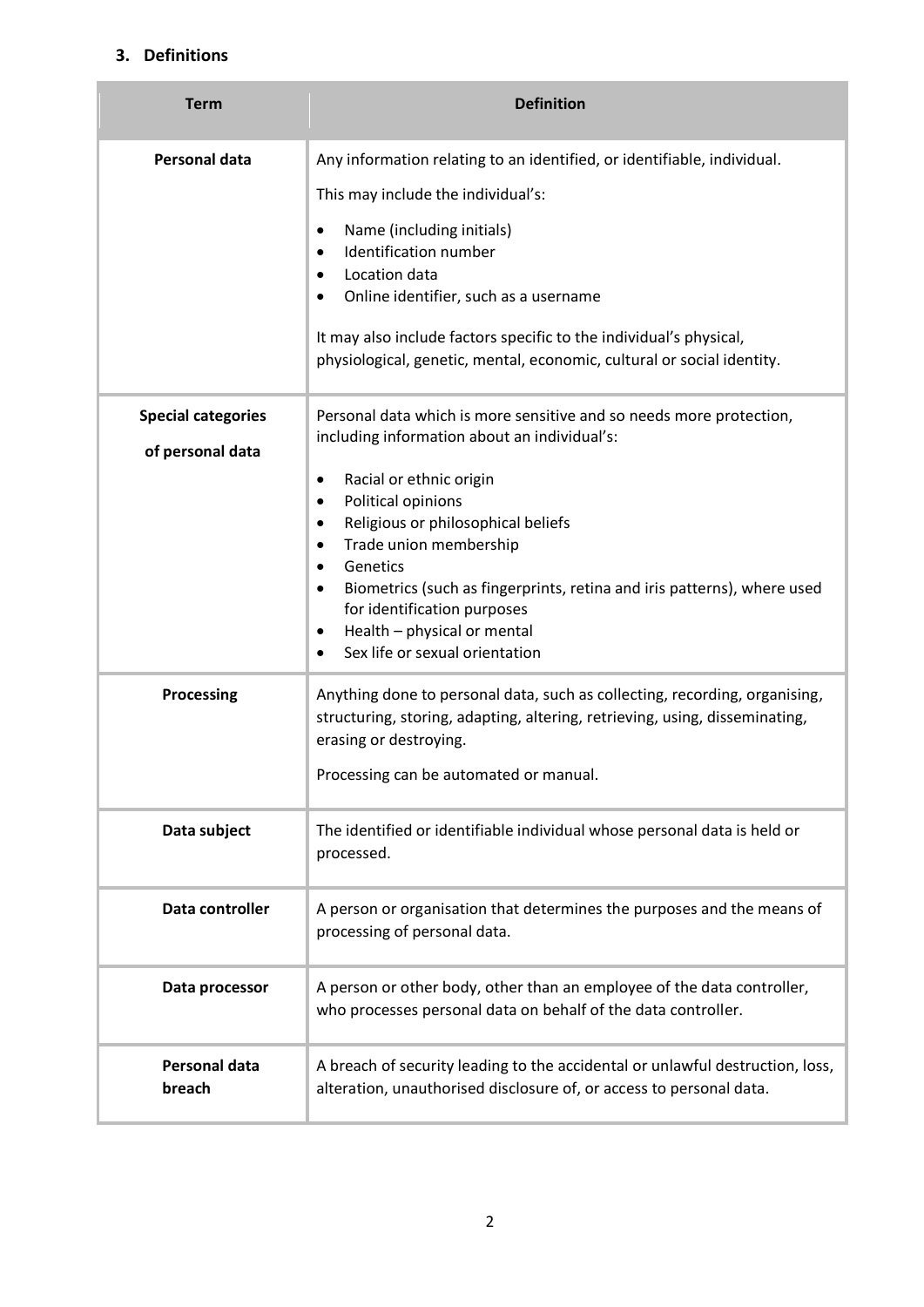## 3. Definitions

| Term | Definition |
|---|---|
| **Personal data** | Any information relating to an identified, or identifiable, individual.<br><br>This may include the individual's:<br>• Name (including initials)<br>• Identification number<br>• Location data<br>• Online identifier, such as a username<br><br>It may also include factors specific to the individual's physical, physiological, genetic, mental, economic, cultural or social identity. |
| **Special categories of personal data** | Personal data which is more sensitive and so needs more protection, including information about an individual's:<br>• Racial or ethnic origin<br>• Political opinions<br>• Religious or philosophical beliefs<br>• Trade union membership<br>• Genetics<br>• Biometrics (such as fingerprints, retina and iris patterns), where used for identification purposes<br>• Health – physical or mental<br>• Sex life or sexual orientation |
| **Processing** | Anything done to personal data, such as collecting, recording, organising, structuring, storing, adapting, altering, retrieving, using, disseminating, erasing or destroying.<br><br>Processing can be automated or manual. |
| **Data subject** | The identified or identifiable individual whose personal data is held or processed. |
| **Data controller** | A person or organisation that determines the purposes and the means of processing of personal data. |
| **Data processor** | A person or other body, other than an employee of the data controller, who processes personal data on behalf of the data controller. |
| **Personal data breach** | A breach of security leading to the accidental or unlawful destruction, loss, alteration, unauthorised disclosure of, or access to personal data. |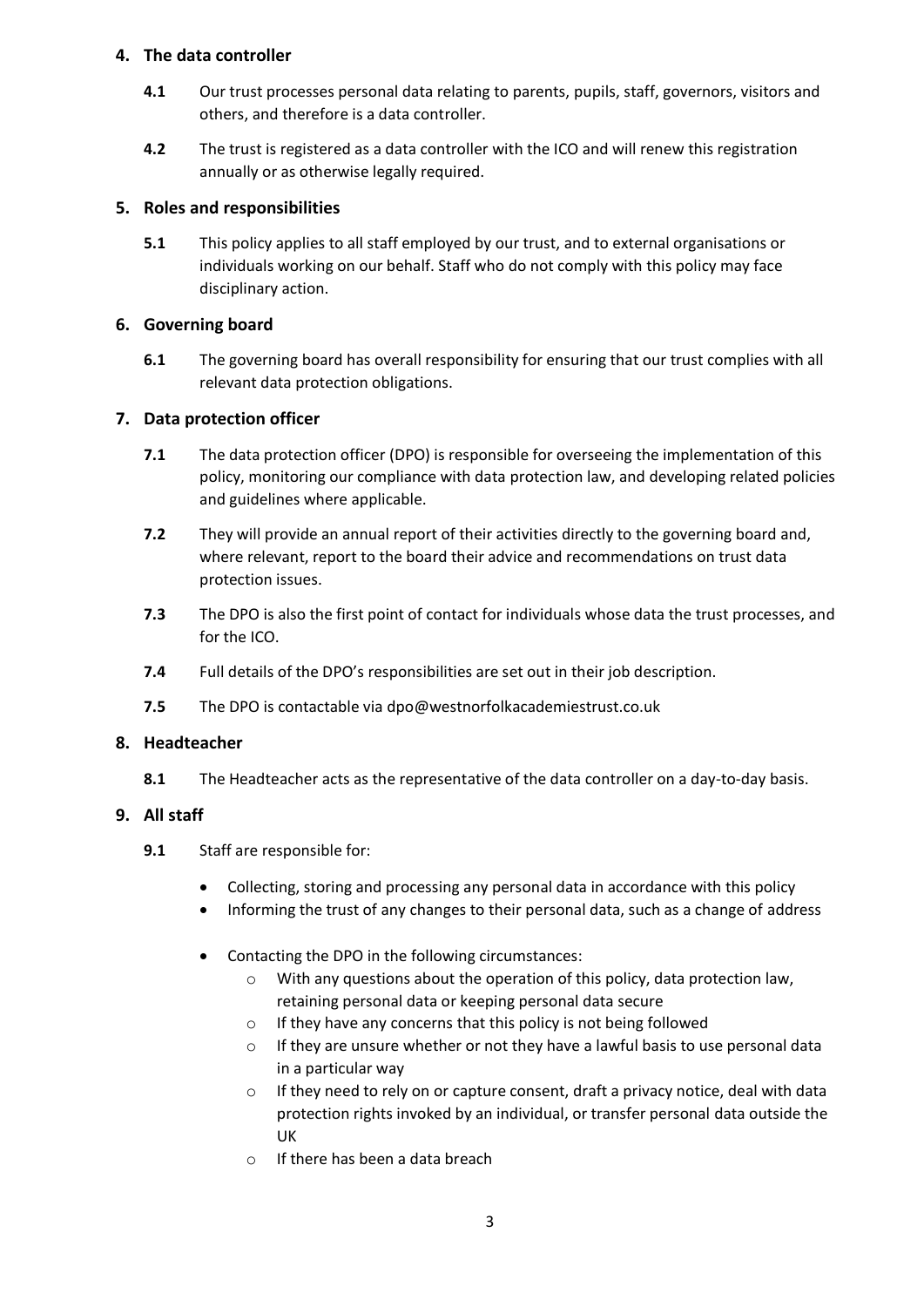## 4. The data controller

**4.1** Our trust processes personal data relating to parents, pupils, staff, governors, visitors and others, and therefore is a data controller.

**4.2** The trust is registered as a data controller with the ICO and will renew this registration annually or as otherwise legally required.

## 5. Roles and responsibilities

**5.1** This policy applies to all staff employed by our trust, and to external organisations or individuals working on our behalf. Staff who do not comply with this policy may face disciplinary action.

## 6. Governing board

**6.1** The governing board has overall responsibility for ensuring that our trust complies with all relevant data protection obligations.

## 7. Data protection officer

**7.1** The data protection officer (DPO) is responsible for overseeing the implementation of this policy, monitoring our compliance with data protection law, and developing related policies and guidelines where applicable.

**7.2** They will provide an annual report of their activities directly to the governing board and, where relevant, report to the board their advice and recommendations on trust data protection issues.

**7.3** The DPO is also the first point of contact for individuals whose data the trust processes, and for the ICO.

**7.4** Full details of the DPO's responsibilities are set out in their job description.

**7.5** The DPO is contactable via dpo@westnorfolkacademiestrust.co.uk

## 8. Headteacher

**8.1** The Headteacher acts as the representative of the data controller on a day-to-day basis.

## 9. All staff

**9.1** Staff are responsible for:

- Collecting, storing and processing any personal data in accordance with this policy
- Informing the trust of any changes to their personal data, such as a change of address
- Contacting the DPO in the following circumstances:
  - With any questions about the operation of this policy, data protection law, retaining personal data or keeping personal data secure
  - If they have any concerns that this policy is not being followed
  - If they are unsure whether or not they have a lawful basis to use personal data in a particular way
  - If they need to rely on or capture consent, draft a privacy notice, deal with data protection rights invoked by an individual, or transfer personal data outside the UK
  - If there has been a data breach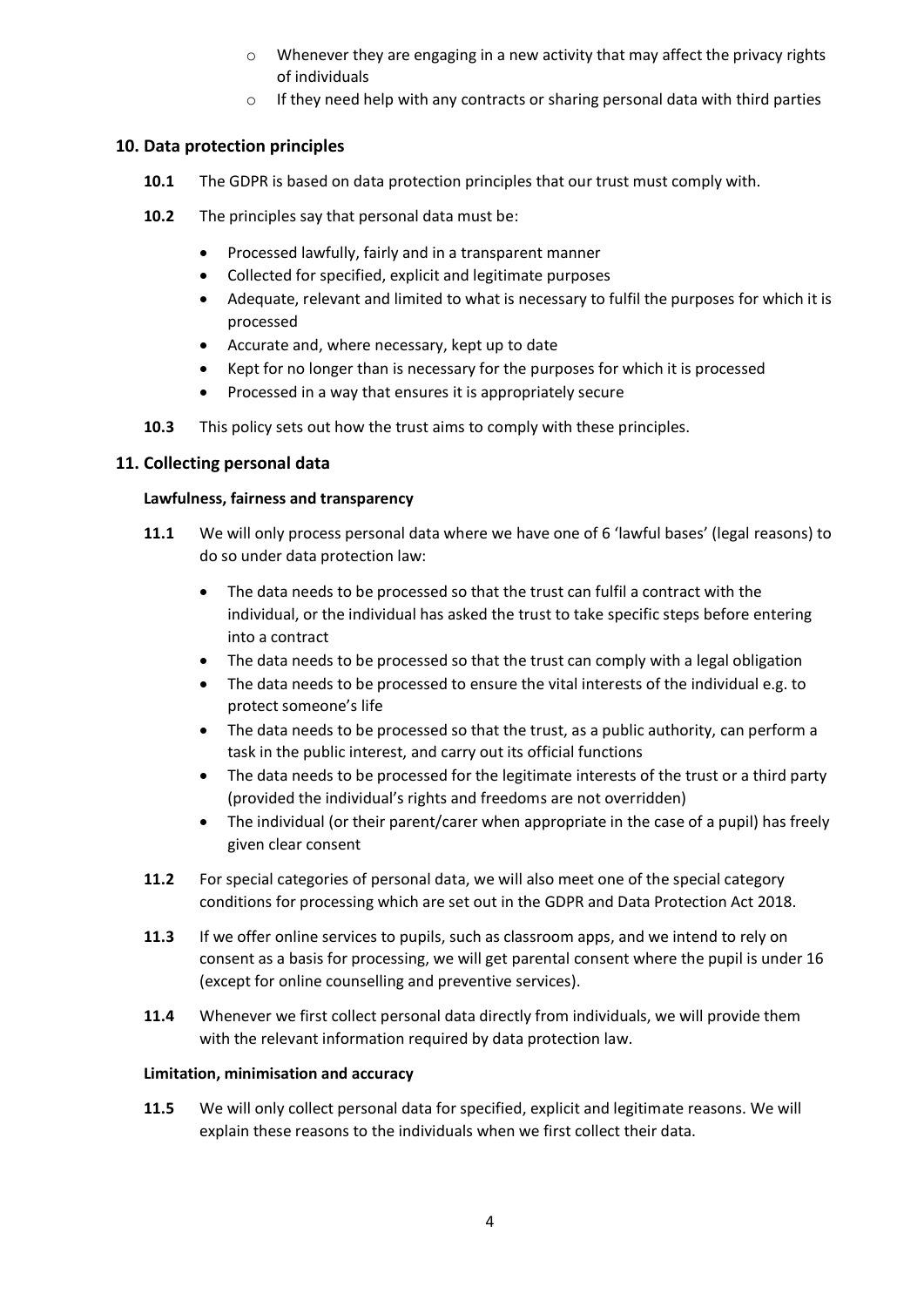- Whenever they are engaging in a new activity that may affect the privacy rights of individuals
- If they need help with any contracts or sharing personal data with third parties

## 10. Data protection principles

**10.1** The GDPR is based on data protection principles that our trust must comply with.

**10.2** The principles say that personal data must be:

- Processed lawfully, fairly and in a transparent manner
- Collected for specified, explicit and legitimate purposes
- Adequate, relevant and limited to what is necessary to fulfil the purposes for which it is processed
- Accurate and, where necessary, kept up to date
- Kept for no longer than is necessary for the purposes for which it is processed
- Processed in a way that ensures it is appropriately secure

**10.3** This policy sets out how the trust aims to comply with these principles.

## 11. Collecting personal data

### Lawfulness, fairness and transparency

**11.1** We will only process personal data where we have one of 6 'lawful bases' (legal reasons) to do so under data protection law:

- The data needs to be processed so that the trust can fulfil a contract with the individual, or the individual has asked the trust to take specific steps before entering into a contract
- The data needs to be processed so that the trust can comply with a legal obligation
- The data needs to be processed to ensure the vital interests of the individual e.g. to protect someone's life
- The data needs to be processed so that the trust, as a public authority, can perform a task in the public interest, and carry out its official functions
- The data needs to be processed for the legitimate interests of the trust or a third party (provided the individual's rights and freedoms are not overridden)
- The individual (or their parent/carer when appropriate in the case of a pupil) has freely given clear consent

**11.2** For special categories of personal data, we will also meet one of the special category conditions for processing which are set out in the GDPR and Data Protection Act 2018.

**11.3** If we offer online services to pupils, such as classroom apps, and we intend to rely on consent as a basis for processing, we will get parental consent where the pupil is under 16 (except for online counselling and preventive services).

**11.4** Whenever we first collect personal data directly from individuals, we will provide them with the relevant information required by data protection law.

### Limitation, minimisation and accuracy

**11.5** We will only collect personal data for specified, explicit and legitimate reasons. We will explain these reasons to the individuals when we first collect their data.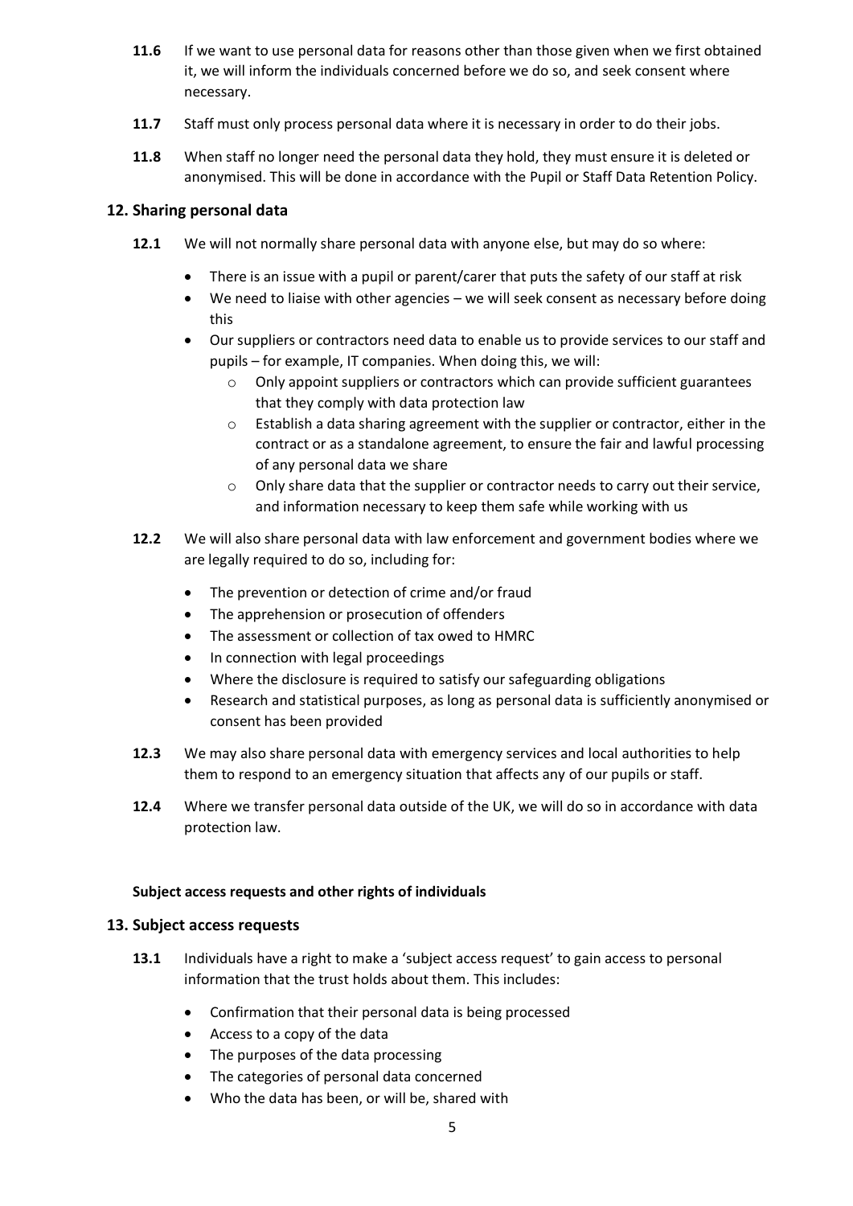**11.6** If we want to use personal data for reasons other than those given when we first obtained it, we will inform the individuals concerned before we do so, and seek consent where necessary.

**11.7** Staff must only process personal data where it is necessary in order to do their jobs.

**11.8** When staff no longer need the personal data they hold, they must ensure it is deleted or anonymised. This will be done in accordance with the Pupil or Staff Data Retention Policy.

## 12. Sharing personal data

**12.1** We will not normally share personal data with anyone else, but may do so where:

- There is an issue with a pupil or parent/carer that puts the safety of our staff at risk
- We need to liaise with other agencies – we will seek consent as necessary before doing this
- Our suppliers or contractors need data to enable us to provide services to our staff and pupils – for example, IT companies. When doing this, we will:
  - Only appoint suppliers or contractors which can provide sufficient guarantees that they comply with data protection law
  - Establish a data sharing agreement with the supplier or contractor, either in the contract or as a standalone agreement, to ensure the fair and lawful processing of any personal data we share
  - Only share data that the supplier or contractor needs to carry out their service, and information necessary to keep them safe while working with us

**12.2** We will also share personal data with law enforcement and government bodies where we are legally required to do so, including for:

- The prevention or detection of crime and/or fraud
- The apprehension or prosecution of offenders
- The assessment or collection of tax owed to HMRC
- In connection with legal proceedings
- Where the disclosure is required to satisfy our safeguarding obligations
- Research and statistical purposes, as long as personal data is sufficiently anonymised or consent has been provided

**12.3** We may also share personal data with emergency services and local authorities to help them to respond to an emergency situation that affects any of our pupils or staff.

**12.4** Where we transfer personal data outside of the UK, we will do so in accordance with data protection law.

**Subject access requests and other rights of individuals**

## 13. Subject access requests

**13.1** Individuals have a right to make a 'subject access request' to gain access to personal information that the trust holds about them. This includes:

- Confirmation that their personal data is being processed
- Access to a copy of the data
- The purposes of the data processing
- The categories of personal data concerned
- Who the data has been, or will be, shared with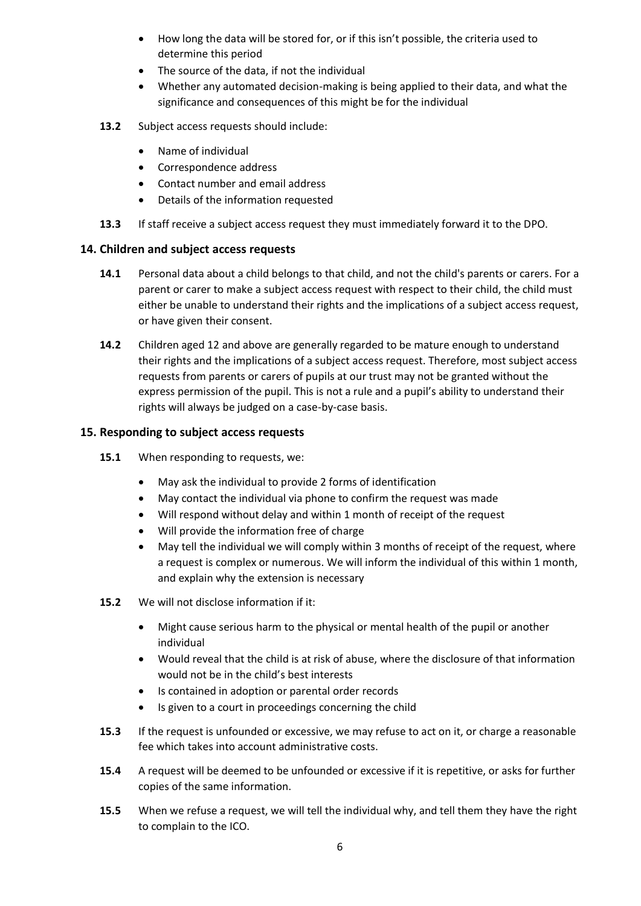- How long the data will be stored for, or if this isn't possible, the criteria used to determine this period
- The source of the data, if not the individual
- Whether any automated decision-making is being applied to their data, and what the significance and consequences of this might be for the individual

**13.2** Subject access requests should include:

- Name of individual
- Correspondence address
- Contact number and email address
- Details of the information requested

**13.3** If staff receive a subject access request they must immediately forward it to the DPO.

## 14. Children and subject access requests

**14.1** Personal data about a child belongs to that child, and not the child's parents or carers. For a parent or carer to make a subject access request with respect to their child, the child must either be unable to understand their rights and the implications of a subject access request, or have given their consent.

**14.2** Children aged 12 and above are generally regarded to be mature enough to understand their rights and the implications of a subject access request. Therefore, most subject access requests from parents or carers of pupils at our trust may not be granted without the express permission of the pupil. This is not a rule and a pupil's ability to understand their rights will always be judged on a case-by-case basis.

## 15. Responding to subject access requests

**15.1** When responding to requests, we:

- May ask the individual to provide 2 forms of identification
- May contact the individual via phone to confirm the request was made
- Will respond without delay and within 1 month of receipt of the request
- Will provide the information free of charge
- May tell the individual we will comply within 3 months of receipt of the request, where a request is complex or numerous. We will inform the individual of this within 1 month, and explain why the extension is necessary

**15.2** We will not disclose information if it:

- Might cause serious harm to the physical or mental health of the pupil or another individual
- Would reveal that the child is at risk of abuse, where the disclosure of that information would not be in the child's best interests
- Is contained in adoption or parental order records
- Is given to a court in proceedings concerning the child

**15.3** If the request is unfounded or excessive, we may refuse to act on it, or charge a reasonable fee which takes into account administrative costs.

**15.4** A request will be deemed to be unfounded or excessive if it is repetitive, or asks for further copies of the same information.

**15.5** When we refuse a request, we will tell the individual why, and tell them they have the right to complain to the ICO.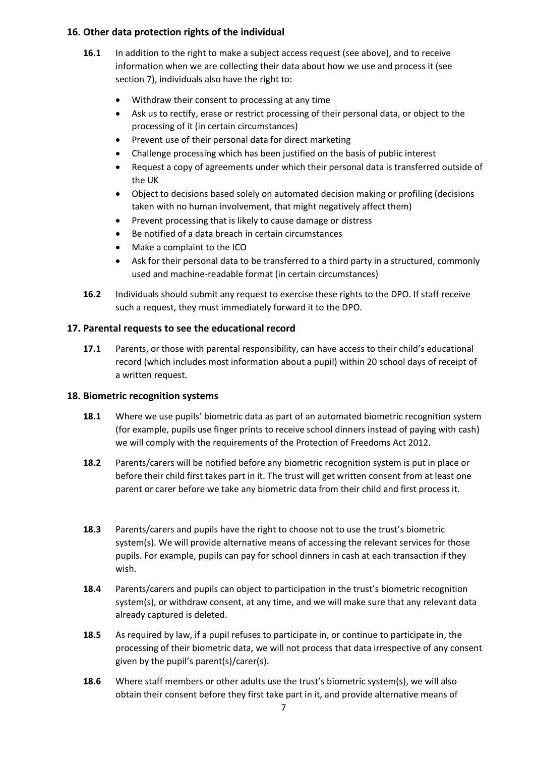## 16. Other data protection rights of the individual

**16.1** In addition to the right to make a subject access request (see above), and to receive information when we are collecting their data about how we use and process it (see section 7), individuals also have the right to:

- Withdraw their consent to processing at any time
- Ask us to rectify, erase or restrict processing of their personal data, or object to the processing of it (in certain circumstances)
- Prevent use of their personal data for direct marketing
- Challenge processing which has been justified on the basis of public interest
- Request a copy of agreements under which their personal data is transferred outside of the UK
- Object to decisions based solely on automated decision making or profiling (decisions taken with no human involvement, that might negatively affect them)
- Prevent processing that is likely to cause damage or distress
- Be notified of a data breach in certain circumstances
- Make a complaint to the ICO
- Ask for their personal data to be transferred to a third party in a structured, commonly used and machine-readable format (in certain circumstances)

**16.2** Individuals should submit any request to exercise these rights to the DPO. If staff receive such a request, they must immediately forward it to the DPO.

## 17. Parental requests to see the educational record

**17.1** Parents, or those with parental responsibility, can have access to their child's educational record (which includes most information about a pupil) within 20 school days of receipt of a written request.

## 18. Biometric recognition systems

**18.1** Where we use pupils' biometric data as part of an automated biometric recognition system (for example, pupils use finger prints to receive school dinners instead of paying with cash) we will comply with the requirements of the Protection of Freedoms Act 2012.

**18.2** Parents/carers will be notified before any biometric recognition system is put in place or before their child first takes part in it. The trust will get written consent from at least one parent or carer before we take any biometric data from their child and first process it.

**18.3** Parents/carers and pupils have the right to choose not to use the trust's biometric system(s). We will provide alternative means of accessing the relevant services for those pupils. For example, pupils can pay for school dinners in cash at each transaction if they wish.

**18.4** Parents/carers and pupils can object to participation in the trust's biometric recognition system(s), or withdraw consent, at any time, and we will make sure that any relevant data already captured is deleted.

**18.5** As required by law, if a pupil refuses to participate in, or continue to participate in, the processing of their biometric data, we will not process that data irrespective of any consent given by the pupil's parent(s)/carer(s).

**18.6** Where staff members or other adults use the trust's biometric system(s), we will also obtain their consent before they first take part in it, and provide alternative means of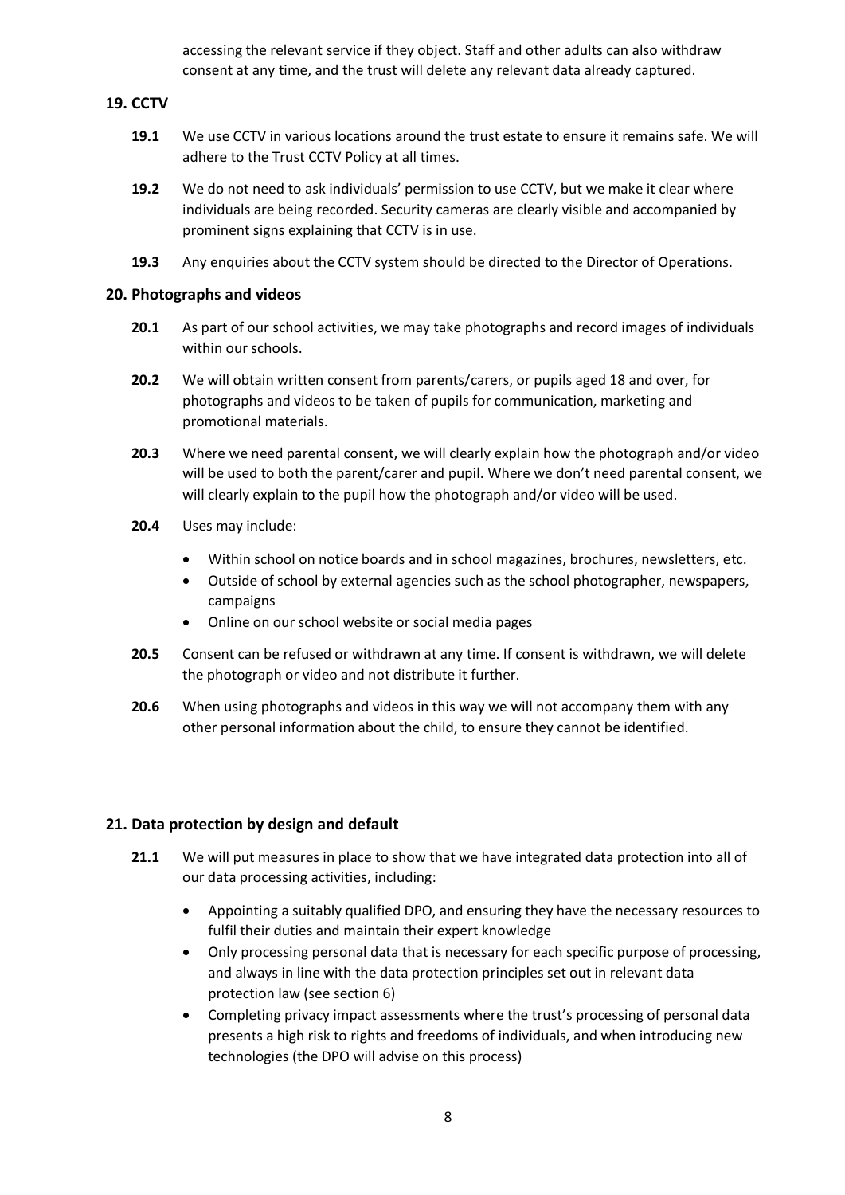accessing the relevant service if they object. Staff and other adults can also withdraw consent at any time, and the trust will delete any relevant data already captured.

## 19. CCTV

**19.1** We use CCTV in various locations around the trust estate to ensure it remains safe. We will adhere to the Trust CCTV Policy at all times.

**19.2** We do not need to ask individuals' permission to use CCTV, but we make it clear where individuals are being recorded. Security cameras are clearly visible and accompanied by prominent signs explaining that CCTV is in use.

**19.3** Any enquiries about the CCTV system should be directed to the Director of Operations.

## 20. Photographs and videos

**20.1** As part of our school activities, we may take photographs and record images of individuals within our schools.

**20.2** We will obtain written consent from parents/carers, or pupils aged 18 and over, for photographs and videos to be taken of pupils for communication, marketing and promotional materials.

**20.3** Where we need parental consent, we will clearly explain how the photograph and/or video will be used to both the parent/carer and pupil. Where we don't need parental consent, we will clearly explain to the pupil how the photograph and/or video will be used.

**20.4** Uses may include:

- Within school on notice boards and in school magazines, brochures, newsletters, etc.
- Outside of school by external agencies such as the school photographer, newspapers, campaigns
- Online on our school website or social media pages

**20.5** Consent can be refused or withdrawn at any time. If consent is withdrawn, we will delete the photograph or video and not distribute it further.

**20.6** When using photographs and videos in this way we will not accompany them with any other personal information about the child, to ensure they cannot be identified.

## 21. Data protection by design and default

**21.1** We will put measures in place to show that we have integrated data protection into all of our data processing activities, including:

- Appointing a suitably qualified DPO, and ensuring they have the necessary resources to fulfil their duties and maintain their expert knowledge
- Only processing personal data that is necessary for each specific purpose of processing, and always in line with the data protection principles set out in relevant data protection law (see section 6)
- Completing privacy impact assessments where the trust's processing of personal data presents a high risk to rights and freedoms of individuals, and when introducing new technologies (the DPO will advise on this process)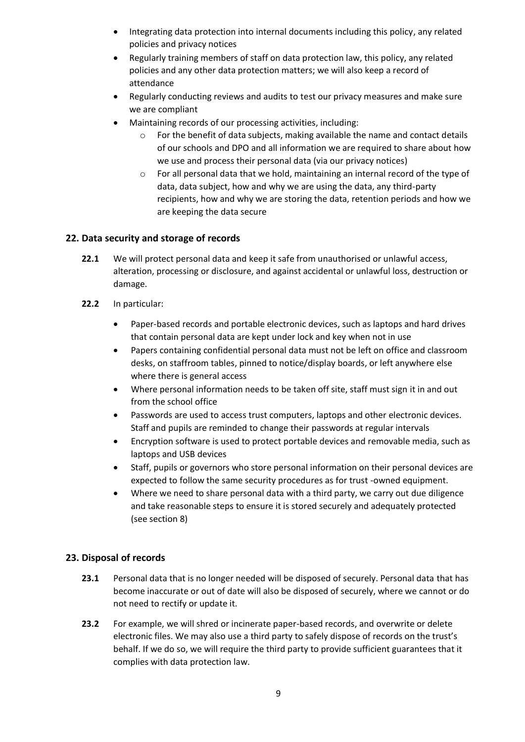- Integrating data protection into internal documents including this policy, any related policies and privacy notices
- Regularly training members of staff on data protection law, this policy, any related policies and any other data protection matters; we will also keep a record of attendance
- Regularly conducting reviews and audits to test our privacy measures and make sure we are compliant
- Maintaining records of our processing activities, including:
    - For the benefit of data subjects, making available the name and contact details of our schools and DPO and all information we are required to share about how we use and process their personal data (via our privacy notices)
    - For all personal data that we hold, maintaining an internal record of the type of data, data subject, how and why we are using the data, any third-party recipients, how and why we are storing the data, retention periods and how we are keeping the data secure

## 22. Data security and storage of records

**22.1** We will protect personal data and keep it safe from unauthorised or unlawful access, alteration, processing or disclosure, and against accidental or unlawful loss, destruction or damage.

**22.2** In particular:

- Paper-based records and portable electronic devices, such as laptops and hard drives that contain personal data are kept under lock and key when not in use
- Papers containing confidential personal data must not be left on office and classroom desks, on staffroom tables, pinned to notice/display boards, or left anywhere else where there is general access
- Where personal information needs to be taken off site, staff must sign it in and out from the school office
- Passwords are used to access trust computers, laptops and other electronic devices. Staff and pupils are reminded to change their passwords at regular intervals
- Encryption software is used to protect portable devices and removable media, such as laptops and USB devices
- Staff, pupils or governors who store personal information on their personal devices are expected to follow the same security procedures as for trust -owned equipment.
- Where we need to share personal data with a third party, we carry out due diligence and take reasonable steps to ensure it is stored securely and adequately protected (see section 8)

## 23. Disposal of records

**23.1** Personal data that is no longer needed will be disposed of securely. Personal data that has become inaccurate or out of date will also be disposed of securely, where we cannot or do not need to rectify or update it.

**23.2** For example, we will shred or incinerate paper-based records, and overwrite or delete electronic files. We may also use a third party to safely dispose of records on the trust's behalf. If we do so, we will require the third party to provide sufficient guarantees that it complies with data protection law.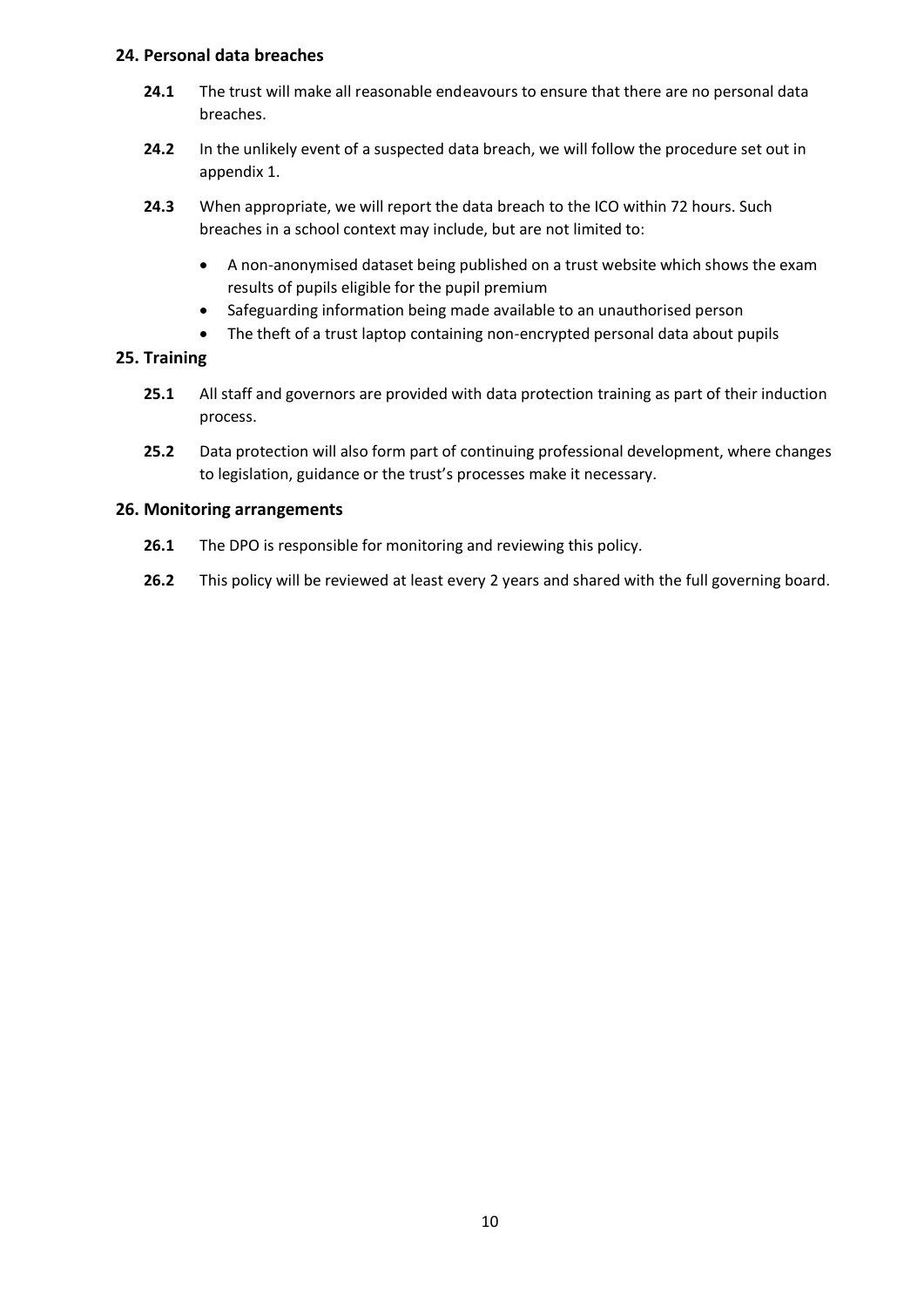## 24. Personal data breaches

**24.1** The trust will make all reasonable endeavours to ensure that there are no personal data breaches.

**24.2** In the unlikely event of a suspected data breach, we will follow the procedure set out in appendix 1.

**24.3** When appropriate, we will report the data breach to the ICO within 72 hours. Such breaches in a school context may include, but are not limited to:

- A non-anonymised dataset being published on a trust website which shows the exam results of pupils eligible for the pupil premium
- Safeguarding information being made available to an unauthorised person
- The theft of a trust laptop containing non-encrypted personal data about pupils

## 25. Training

**25.1** All staff and governors are provided with data protection training as part of their induction process.

**25.2** Data protection will also form part of continuing professional development, where changes to legislation, guidance or the trust's processes make it necessary.

## 26. Monitoring arrangements

**26.1** The DPO is responsible for monitoring and reviewing this policy.

**26.2** This policy will be reviewed at least every 2 years and shared with the full governing board.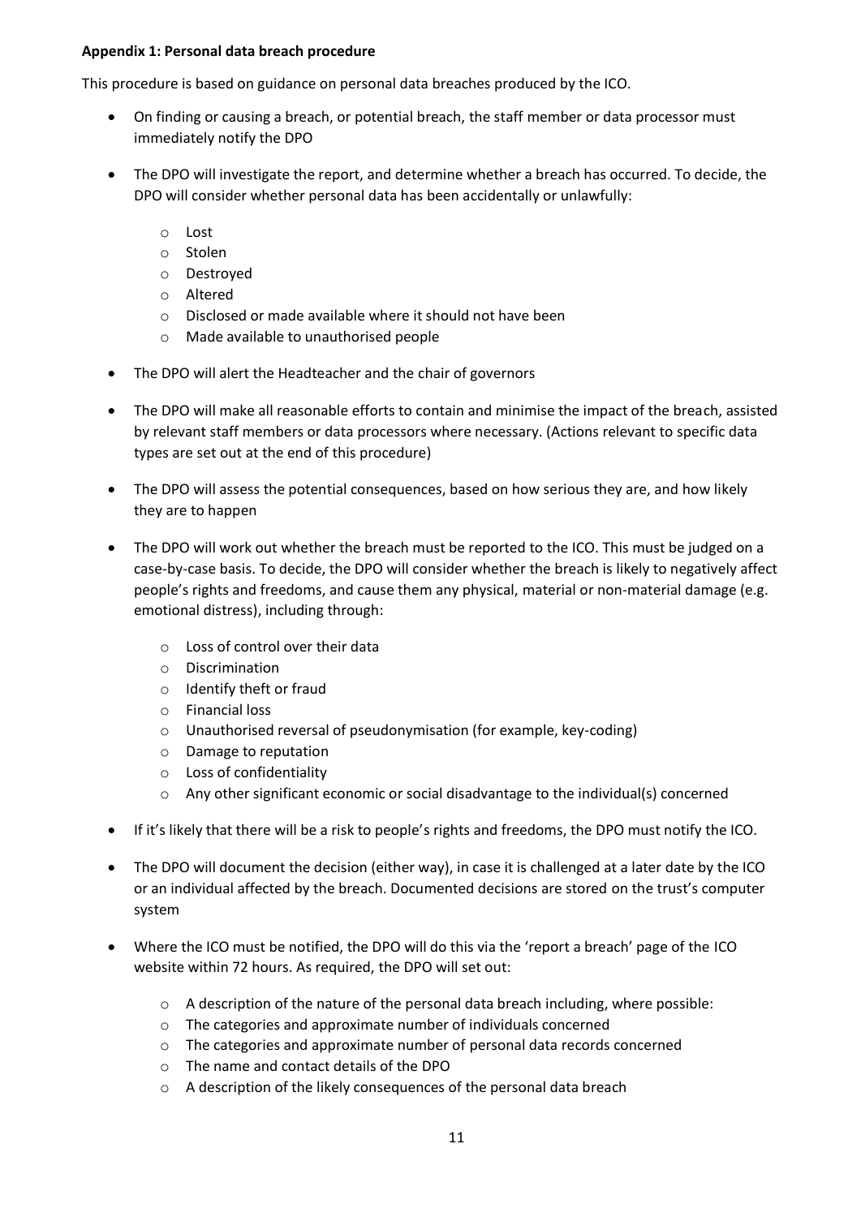**Appendix 1: Personal data breach procedure**

This procedure is based on guidance on personal data breaches produced by the ICO.

- On finding or causing a breach, or potential breach, the staff member or data processor must immediately notify the DPO
- The DPO will investigate the report, and determine whether a breach has occurred. To decide, the DPO will consider whether personal data has been accidentally or unlawfully:
    - Lost
    - Stolen
    - Destroyed
    - Altered
    - Disclosed or made available where it should not have been
    - Made available to unauthorised people
- The DPO will alert the Headteacher and the chair of governors
- The DPO will make all reasonable efforts to contain and minimise the impact of the breach, assisted by relevant staff members or data processors where necessary. (Actions relevant to specific data types are set out at the end of this procedure)
- The DPO will assess the potential consequences, based on how serious they are, and how likely they are to happen
- The DPO will work out whether the breach must be reported to the ICO. This must be judged on a case-by-case basis. To decide, the DPO will consider whether the breach is likely to negatively affect people's rights and freedoms, and cause them any physical, material or non-material damage (e.g. emotional distress), including through:
    - Loss of control over their data
    - Discrimination
    - Identify theft or fraud
    - Financial loss
    - Unauthorised reversal of pseudonymisation (for example, key-coding)
    - Damage to reputation
    - Loss of confidentiality
    - Any other significant economic or social disadvantage to the individual(s) concerned
- If it's likely that there will be a risk to people's rights and freedoms, the DPO must notify the ICO.
- The DPO will document the decision (either way), in case it is challenged at a later date by the ICO or an individual affected by the breach. Documented decisions are stored on the trust's computer system
- Where the ICO must be notified, the DPO will do this via the 'report a breach' page of the ICO website within 72 hours. As required, the DPO will set out:
    - A description of the nature of the personal data breach including, where possible:
    - The categories and approximate number of individuals concerned
    - The categories and approximate number of personal data records concerned
    - The name and contact details of the DPO
    - A description of the likely consequences of the personal data breach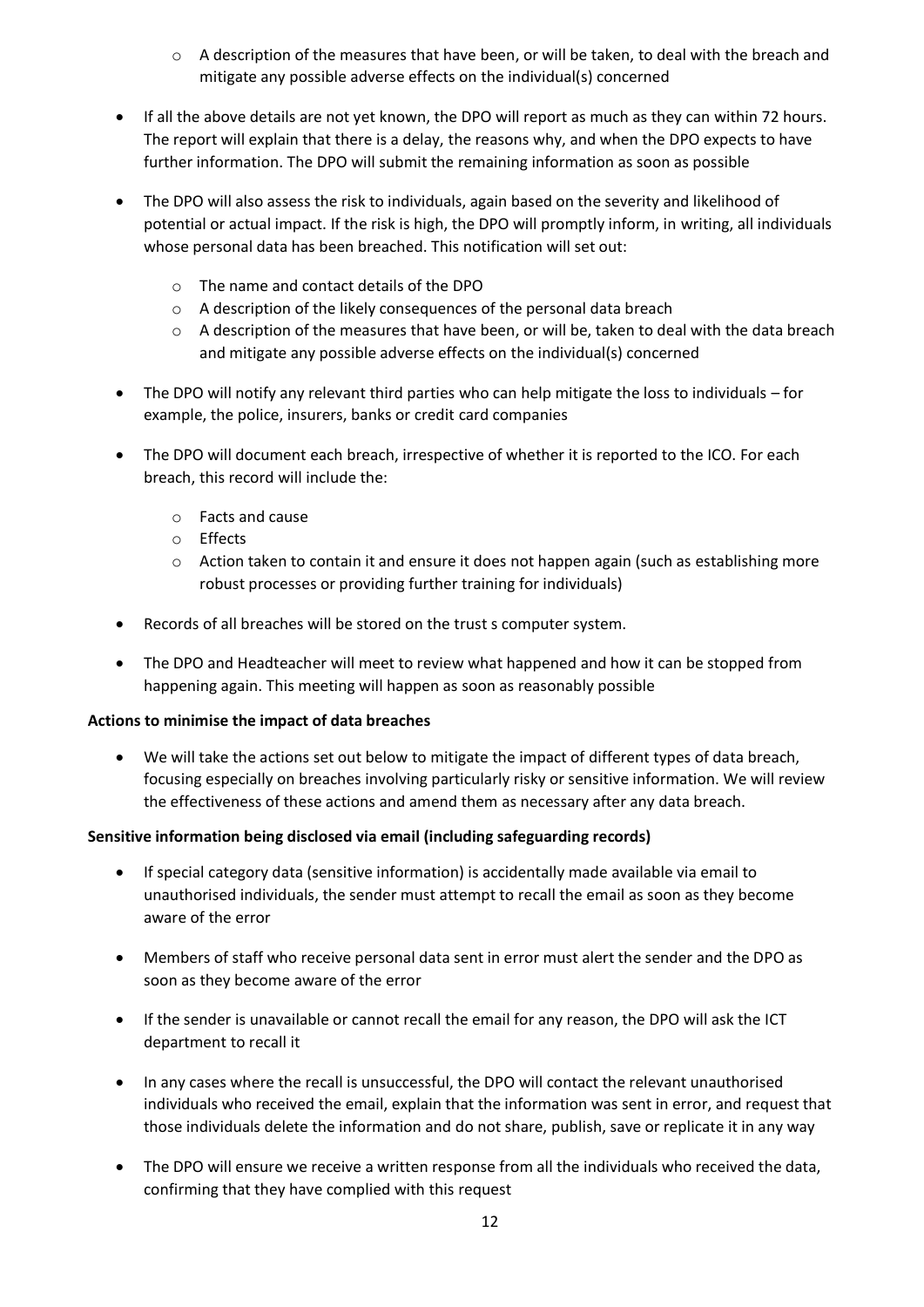- A description of the measures that have been, or will be taken, to deal with the breach and mitigate any possible adverse effects on the individual(s) concerned

- If all the above details are not yet known, the DPO will report as much as they can within 72 hours. The report will explain that there is a delay, the reasons why, and when the DPO expects to have further information. The DPO will submit the remaining information as soon as possible

- The DPO will also assess the risk to individuals, again based on the severity and likelihood of potential or actual impact. If the risk is high, the DPO will promptly inform, in writing, all individuals whose personal data has been breached. This notification will set out:

  - The name and contact details of the DPO
  - A description of the likely consequences of the personal data breach
  - A description of the measures that have been, or will be, taken to deal with the data breach and mitigate any possible adverse effects on the individual(s) concerned

- The DPO will notify any relevant third parties who can help mitigate the loss to individuals – for example, the police, insurers, banks or credit card companies

- The DPO will document each breach, irrespective of whether it is reported to the ICO. For each breach, this record will include the:

  - Facts and cause
  - Effects
  - Action taken to contain it and ensure it does not happen again (such as establishing more robust processes or providing further training for individuals)

- Records of all breaches will be stored on the trust s computer system.

- The DPO and Headteacher will meet to review what happened and how it can be stopped from happening again. This meeting will happen as soon as reasonably possible

**Actions to minimise the impact of data breaches**

- We will take the actions set out below to mitigate the impact of different types of data breach, focusing especially on breaches involving particularly risky or sensitive information. We will review the effectiveness of these actions and amend them as necessary after any data breach.

**Sensitive information being disclosed via email (including safeguarding records)**

- If special category data (sensitive information) is accidentally made available via email to unauthorised individuals, the sender must attempt to recall the email as soon as they become aware of the error

- Members of staff who receive personal data sent in error must alert the sender and the DPO as soon as they become aware of the error

- If the sender is unavailable or cannot recall the email for any reason, the DPO will ask the ICT department to recall it

- In any cases where the recall is unsuccessful, the DPO will contact the relevant unauthorised individuals who received the email, explain that the information was sent in error, and request that those individuals delete the information and do not share, publish, save or replicate it in any way

- The DPO will ensure we receive a written response from all the individuals who received the data, confirming that they have complied with this request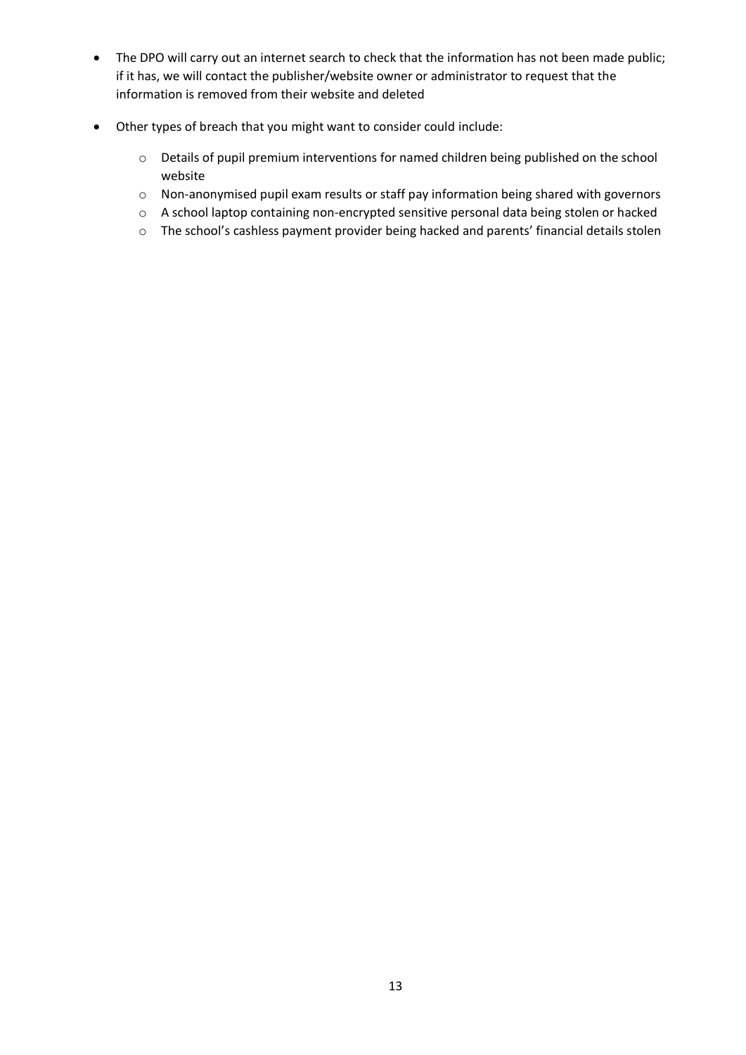- The DPO will carry out an internet search to check that the information has not been made public; if it has, we will contact the publisher/website owner or administrator to request that the information is removed from their website and deleted

- Other types of breach that you might want to consider could include:

    - Details of pupil premium interventions for named children being published on the school website
    - Non-anonymised pupil exam results or staff pay information being shared with governors
    - A school laptop containing non-encrypted sensitive personal data being stolen or hacked
    - The school's cashless payment provider being hacked and parents' financial details stolen